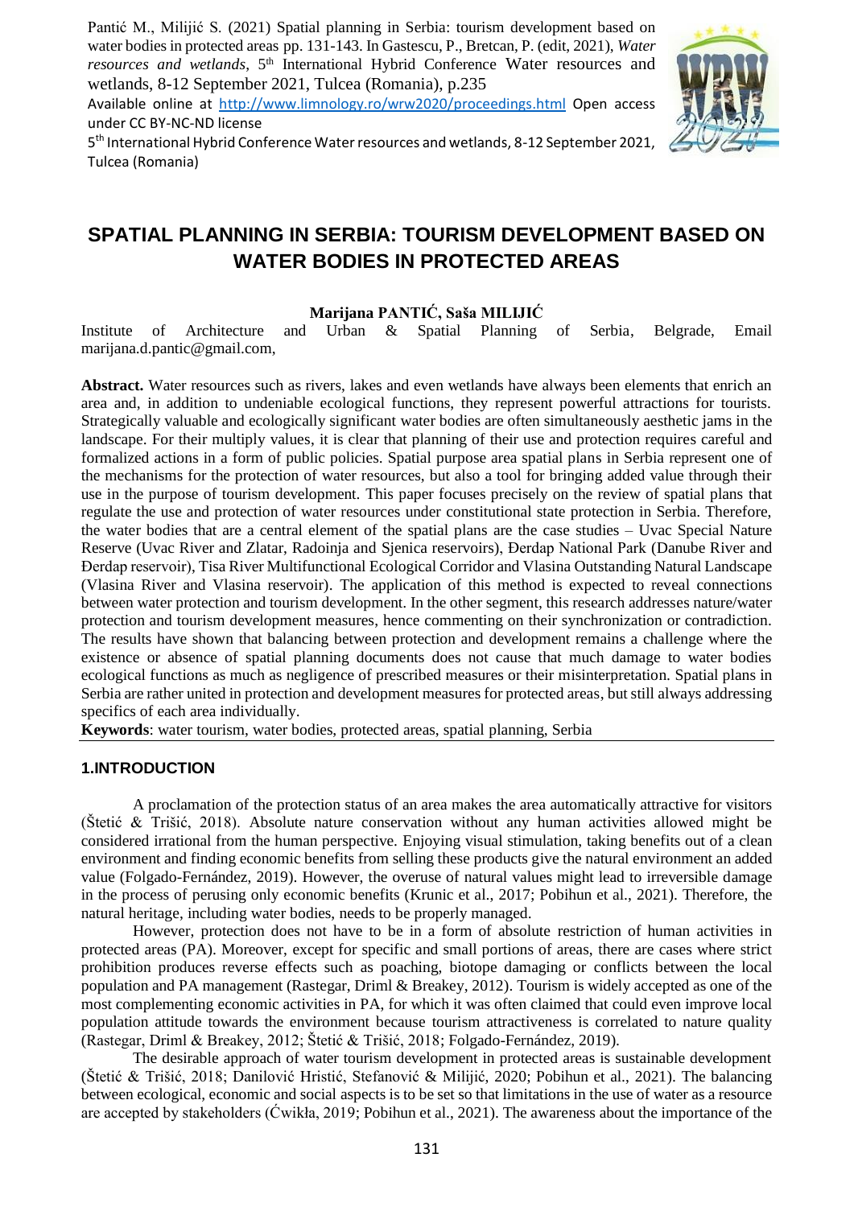Pantić M., Milijić S. (2021) Spatial planning in Serbia: tourism development based on water bodies in protected areas pp. 131-143. In Gastescu, P., Bretcan, P. (edit, 2021), *Water resources and wetlands*, 5[th] International Hybrid Conference Water resources and wetlands, 8-12 September 2021, Tulcea (Romania), p.235

Available online at http://www.limnology.ro/wrw2020/proceedings.html Open access under CC BY-NC-ND license

5[th] International Hybrid Conference Water resources and wetlands, 8-12 September 2021, Tulcea (Romania)

# SPATIAL PLANNING IN SERBIA: TOURISM DEVELOPMENT BASED ON WATER BODIES IN PROTECTED AREAS

**Marijana PANTIĆ, Saša MILIJIĆ**

Institute of Architecture and Urban & Spatial Planning of Serbia, Belgrade, Email marijana.d.pantic@gmail.com,

**Abstract.** Water resources such as rivers, lakes and even wetlands have always been elements that enrich an area and, in addition to undeniable ecological functions, they represent powerful attractions for tourists. Strategically valuable and ecologically significant water bodies are often simultaneously aesthetic jams in the landscape. For their multiply values, it is clear that planning of their use and protection requires careful and formalized actions in a form of public policies. Spatial purpose area spatial plans in Serbia represent one of the mechanisms for the protection of water resources, but also a tool for bringing added value through their use in the purpose of tourism development. This paper focuses precisely on the review of spatial plans that regulate the use and protection of water resources under constitutional state protection in Serbia. Therefore, the water bodies that are a central element of the spatial plans are the case studies – Uvac Special Nature Reserve (Uvac River and Zlatar, Radoinja and Sjenica reservoirs), Đerdap National Park (Danube River and Đerdap reservoir), Tisa River Multifunctional Ecological Corridor and Vlasina Outstanding Natural Landscape (Vlasina River and Vlasina reservoir). The application of this method is expected to reveal connections between water protection and tourism development. In the other segment, this research addresses nature/water protection and tourism development measures, hence commenting on their synchronization or contradiction. The results have shown that balancing between protection and development remains a challenge where the existence or absence of spatial planning documents does not cause that much damage to water bodies ecological functions as much as negligence of prescribed measures or their misinterpretation. Spatial plans in Serbia are rather united in protection and development measures for protected areas, but still always addressing specifics of each area individually.

**Keywords**: water tourism, water bodies, protected areas, spatial planning, Serbia

## 1.INTRODUCTION

A proclamation of the protection status of an area makes the area automatically attractive for visitors (Štetić & Trišić, 2018). Absolute nature conservation without any human activities allowed might be considered irrational from the human perspective. Enjoying visual stimulation, taking benefits out of a clean environment and finding economic benefits from selling these products give the natural environment an added value (Folgado-Fernández, 2019). However, the overuse of natural values might lead to irreversible damage in the process of perusing only economic benefits (Krunic et al., 2017; Pobihun et al., 2021). Therefore, the natural heritage, including water bodies, needs to be properly managed.

However, protection does not have to be in a form of absolute restriction of human activities in protected areas (PA). Moreover, except for specific and small portions of areas, there are cases where strict prohibition produces reverse effects such as poaching, biotope damaging or conflicts between the local population and PA management (Rastegar, Driml & Breakey, 2012). Tourism is widely accepted as one of the most complementing economic activities in PA, for which it was often claimed that could even improve local population attitude towards the environment because tourism attractiveness is correlated to nature quality (Rastegar, Driml & Breakey, 2012; Štetić & Trišić, 2018; Folgado-Fernández, 2019).

The desirable approach of water tourism development in protected areas is sustainable development (Štetić & Trišić, 2018; Danilović Hristić, Stefanović & Milijić, 2020; Pobihun et al., 2021). The balancing between ecological, economic and social aspects is to be set so that limitations in the use of water as a resource are accepted by stakeholders (Ćwikła, 2019; Pobihun et al., 2021). The awareness about the importance of the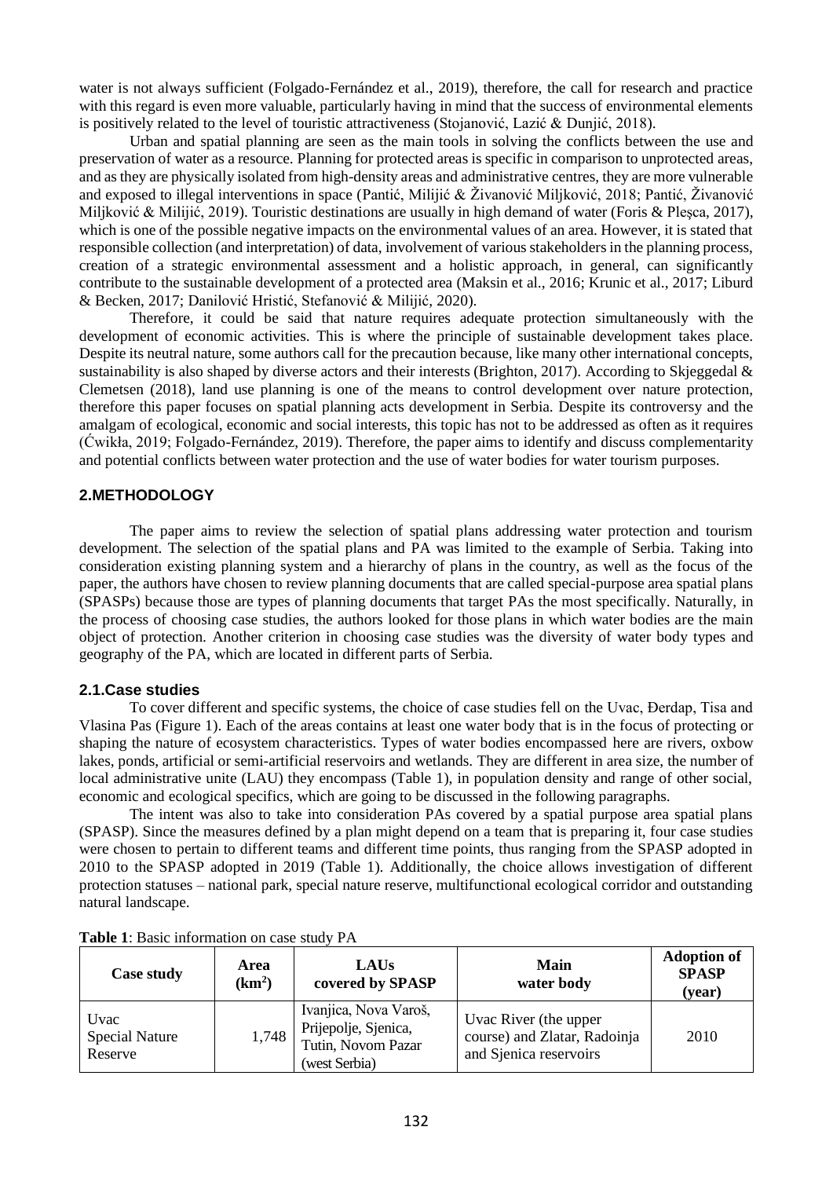water is not always sufficient (Folgado-Fernández et al., 2019), therefore, the call for research and practice with this regard is even more valuable, particularly having in mind that the success of environmental elements is positively related to the level of touristic attractiveness (Stojanović, Lazić & Dunjić, 2018).

Urban and spatial planning are seen as the main tools in solving the conflicts between the use and preservation of water as a resource. Planning for protected areas is specific in comparison to unprotected areas, and as they are physically isolated from high-density areas and administrative centres, they are more vulnerable and exposed to illegal interventions in space (Pantić, Milijić & Živanović Miljković, 2018; Pantić, Živanović Miljković & Milijić, 2019). Touristic destinations are usually in high demand of water (Foris & Pleşca, 2017), which is one of the possible negative impacts on the environmental values of an area. However, it is stated that responsible collection (and interpretation) of data, involvement of various stakeholders in the planning process, creation of a strategic environmental assessment and a holistic approach, in general, can significantly contribute to the sustainable development of a protected area (Maksin et al., 2016; Krunic et al., 2017; Liburd & Becken, 2017; Danilović Hristić, Stefanović & Milijić, 2020).

Therefore, it could be said that nature requires adequate protection simultaneously with the development of economic activities. This is where the principle of sustainable development takes place. Despite its neutral nature, some authors call for the precaution because, like many other international concepts, sustainability is also shaped by diverse actors and their interests (Brighton, 2017). According to Skjeggedal & Clemetsen (2018), land use planning is one of the means to control development over nature protection, therefore this paper focuses on spatial planning acts development in Serbia. Despite its controversy and the amalgam of ecological, economic and social interests, this topic has not to be addressed as often as it requires (Ćwikła, 2019; Folgado-Fernández, 2019). Therefore, the paper aims to identify and discuss complementarity and potential conflicts between water protection and the use of water bodies for water tourism purposes.

## 2.METHODOLOGY

The paper aims to review the selection of spatial plans addressing water protection and tourism development. The selection of the spatial plans and PA was limited to the example of Serbia. Taking into consideration existing planning system and a hierarchy of plans in the country, as well as the focus of the paper, the authors have chosen to review planning documents that are called special-purpose area spatial plans (SPASPs) because those are types of planning documents that target PAs the most specifically. Naturally, in the process of choosing case studies, the authors looked for those plans in which water bodies are the main object of protection. Another criterion in choosing case studies was the diversity of water body types and geography of the PA, which are located in different parts of Serbia.

### 2.1.Case studies

To cover different and specific systems, the choice of case studies fell on the Uvac, Đerdap, Tisa and Vlasina Pas (Figure 1). Each of the areas contains at least one water body that is in the focus of protecting or shaping the nature of ecosystem characteristics. Types of water bodies encompassed here are rivers, oxbow lakes, ponds, artificial or semi-artificial reservoirs and wetlands. They are different in area size, the number of local administrative unite (LAU) they encompass (Table 1), in population density and range of other social, economic and ecological specifics, which are going to be discussed in the following paragraphs.

The intent was also to take into consideration PAs covered by a spatial purpose area spatial plans (SPASP). Since the measures defined by a plan might depend on a team that is preparing it, four case studies were chosen to pertain to different teams and different time points, thus ranging from the SPASP adopted in 2010 to the SPASP adopted in 2019 (Table 1). Additionally, the choice allows investigation of different protection statuses – national park, special nature reserve, multifunctional ecological corridor and outstanding natural landscape.

**Table 1**: Basic information on case study PA

| Case study | Area (km$^2$) | LAUs covered by SPASP | Main water body | Adoption of SPASP (year) |
|---|---|---|---|---|
| Uvac Special Nature Reserve | 1,748 | Ivanjica, Nova Varoš, Prijepolje, Sjenica, Tutin, Novom Pazar (west Serbia) | Uvac River (the upper course) and Zlatar, Radoinja and Sjenica reservoirs | 2010 |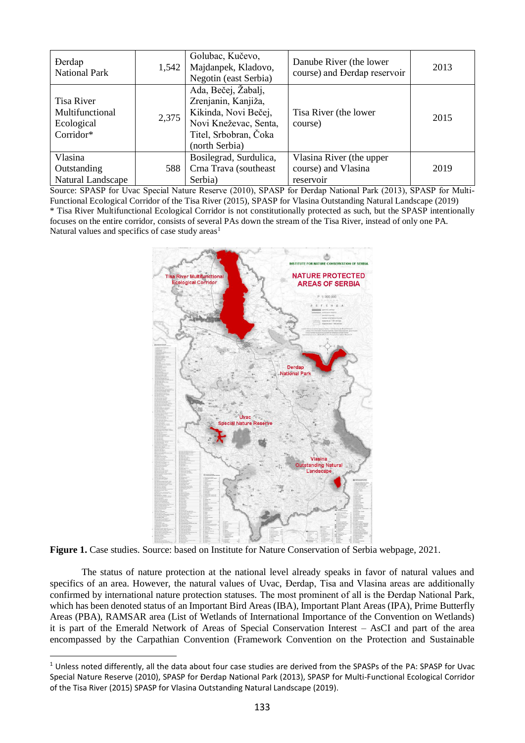| Đerdap National Park | 1,542 | Golubac, Kučevo, Majdanpek, Kladovo, Negotin (east Serbia) | Danube River (the lower course) and Đerdap reservoir | 2013 |
|---|---|---|---|---|
| Tisa River Multifunctional Ecological Corridor* | 2,375 | Ada, Bečej, Žabalj, Zrenjanin, Kanjiža, Kikinda, Novi Bečej, Novi Kneževac, Senta, Titel, Srbobran, Čoka (north Serbia) | Tisa River (the lower course) | 2015 |
| Vlasina Outstanding Natural Landscape | 588 | Bosilegrad, Surdulica, Crna Trava (southeast Serbia) | Vlasina River (the upper course) and Vlasina reservoir | 2019 |

Source: SPASP for Uvac Special Nature Reserve (2010), SPASP for Đerdap National Park (2013), SPASP for Multi-Functional Ecological Corridor of the Tisa River (2015), SPASP for Vlasina Outstanding Natural Landscape (2019)
* Tisa River Multifunctional Ecological Corridor is not constitutionally protected as such, but the SPASP intentionally focuses on the entire corridor, consists of several PAs down the stream of the Tisa River, instead of only one PA.
Natural values and specifics of case study areas[1]

**Figure 1.** Case studies. Source: based on Institute for Nature Conservation of Serbia webpage, 2021.

The status of nature protection at the national level already speaks in favor of natural values and specifics of an area. However, the natural values of Uvac, Đerdap, Tisa and Vlasina areas are additionally confirmed by international nature protection statuses. The most prominent of all is the Đerdap National Park, which has been denoted status of an Important Bird Areas (IBA), Important Plant Areas (IPA), Prime Butterfly Areas (PBA), RAMSAR area (List of Wetlands of International Importance of the Convention on Wetlands) it is part of the Emerald Network of Areas of Special Conservation Interest – AsCI and part of the area encompassed by the Carpathian Convention (Framework Convention on the Protection and Sustainable

[1] Unless noted differently, all the data about four case studies are derived from the SPASPs of the PA: SPASP for Uvac Special Nature Reserve (2010), SPASP for Đerdap National Park (2013), SPASP for Multi-Functional Ecological Corridor of the Tisa River (2015) SPASP for Vlasina Outstanding Natural Landscape (2019).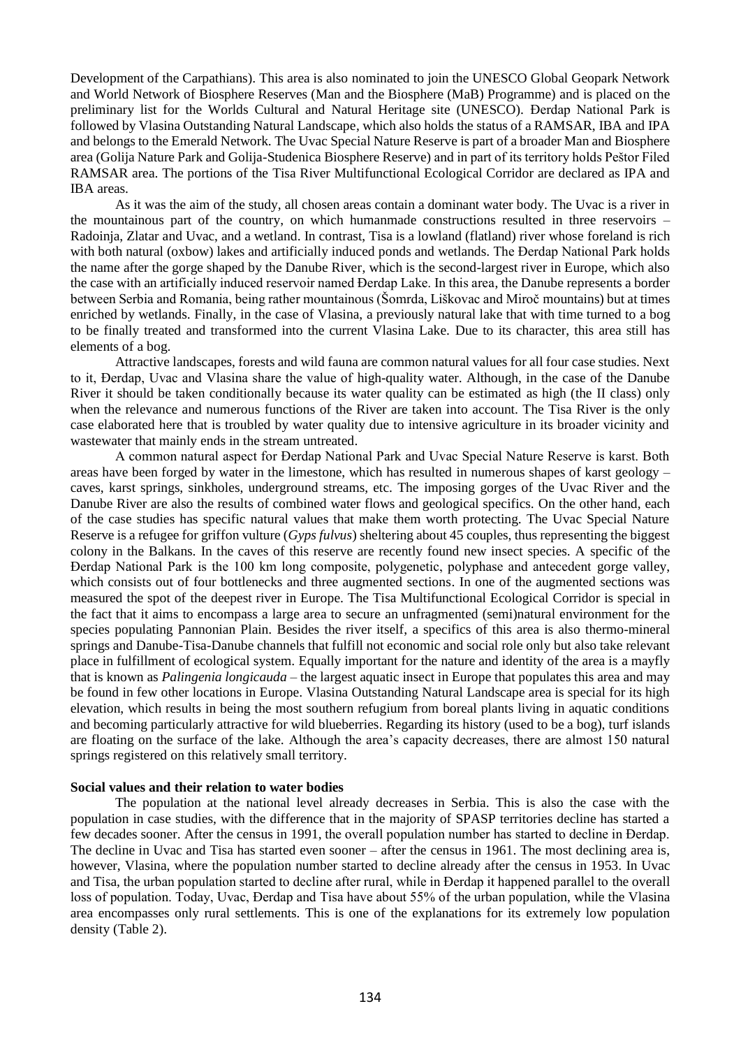Development of the Carpathians). This area is also nominated to join the UNESCO Global Geopark Network and World Network of Biosphere Reserves (Man and the Biosphere (MaB) Programme) and is placed on the preliminary list for the Worlds Cultural and Natural Heritage site (UNESCO). Đerdap National Park is followed by Vlasina Outstanding Natural Landscape, which also holds the status of a RAMSAR, IBA and IPA and belongs to the Emerald Network. The Uvac Special Nature Reserve is part of a broader Man and Biosphere area (Golija Nature Park and Golija-Studenica Biosphere Reserve) and in part of its territory holds Peštor Filed RAMSAR area. The portions of the Tisa River Multifunctional Ecological Corridor are declared as IPA and IBA areas.

As it was the aim of the study, all chosen areas contain a dominant water body. The Uvac is a river in the mountainous part of the country, on which humanmade constructions resulted in three reservoirs – Radoinja, Zlatar and Uvac, and a wetland. In contrast, Tisa is a lowland (flatland) river whose foreland is rich with both natural (oxbow) lakes and artificially induced ponds and wetlands. The Đerdap National Park holds the name after the gorge shaped by the Danube River, which is the second-largest river in Europe, which also the case with an artificially induced reservoir named Đerdap Lake. In this area, the Danube represents a border between Serbia and Romania, being rather mountainous (Šomrda, Liškovac and Miroč mountains) but at times enriched by wetlands. Finally, in the case of Vlasina, a previously natural lake that with time turned to a bog to be finally treated and transformed into the current Vlasina Lake. Due to its character, this area still has elements of a bog.

Attractive landscapes, forests and wild fauna are common natural values for all four case studies. Next to it, Đerdap, Uvac and Vlasina share the value of high-quality water. Although, in the case of the Danube River it should be taken conditionally because its water quality can be estimated as high (the II class) only when the relevance and numerous functions of the River are taken into account. The Tisa River is the only case elaborated here that is troubled by water quality due to intensive agriculture in its broader vicinity and wastewater that mainly ends in the stream untreated.

A common natural aspect for Đerdap National Park and Uvac Special Nature Reserve is karst. Both areas have been forged by water in the limestone, which has resulted in numerous shapes of karst geology – caves, karst springs, sinkholes, underground streams, etc. The imposing gorges of the Uvac River and the Danube River are also the results of combined water flows and geological specifics. On the other hand, each of the case studies has specific natural values that make them worth protecting. The Uvac Special Nature Reserve is a refugee for griffon vulture (*Gyps fulvus*) sheltering about 45 couples, thus representing the biggest colony in the Balkans. In the caves of this reserve are recently found new insect species. A specific of the Đerdap National Park is the 100 km long composite, polygenetic, polyphase and antecedent gorge valley, which consists out of four bottlenecks and three augmented sections. In one of the augmented sections was measured the spot of the deepest river in Europe. The Tisa Multifunctional Ecological Corridor is special in the fact that it aims to encompass a large area to secure an unfragmented (semi)natural environment for the species populating Pannonian Plain. Besides the river itself, a specifics of this area is also thermo-mineral springs and Danube-Tisa-Danube channels that fulfill not economic and social role only but also take relevant place in fulfillment of ecological system. Equally important for the nature and identity of the area is a mayfly that is known as *Palingenia longicauda* – the largest aquatic insect in Europe that populates this area and may be found in few other locations in Europe. Vlasina Outstanding Natural Landscape area is special for its high elevation, which results in being the most southern refugium from boreal plants living in aquatic conditions and becoming particularly attractive for wild blueberries. Regarding its history (used to be a bog), turf islands are floating on the surface of the lake. Although the area's capacity decreases, there are almost 150 natural springs registered on this relatively small territory.

**Social values and their relation to water bodies**

The population at the national level already decreases in Serbia. This is also the case with the population in case studies, with the difference that in the majority of SPASP territories decline has started a few decades sooner. After the census in 1991, the overall population number has started to decline in Đerdap. The decline in Uvac and Tisa has started even sooner – after the census in 1961. The most declining area is, however, Vlasina, where the population number started to decline already after the census in 1953. In Uvac and Tisa, the urban population started to decline after rural, while in Đerdap it happened parallel to the overall loss of population. Today, Uvac, Đerdap and Tisa have about 55% of the urban population, while the Vlasina area encompasses only rural settlements. This is one of the explanations for its extremely low population density (Table 2).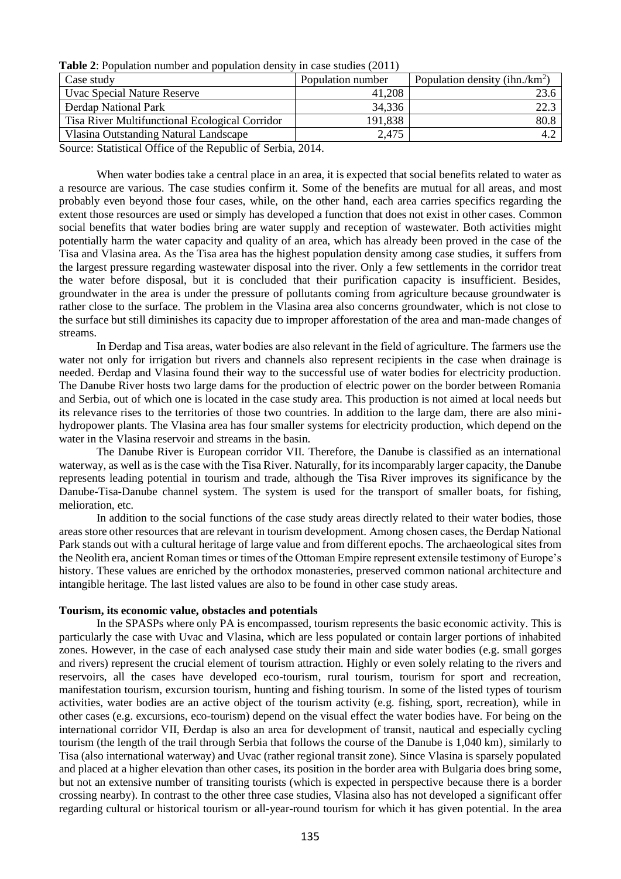**Table 2**: Population number and population density in case studies (2011)

| Case study | Population number | Population density (ihn./km$^2$) |
|---|---|---|
| Uvac Special Nature Reserve | 41,208 | 23.6 |
| Đerdap National Park | 34,336 | 22.3 |
| Tisa River Multifunctional Ecological Corridor | 191,838 | 80.8 |
| Vlasina Outstanding Natural Landscape | 2,475 | 4.2 |

Source: Statistical Office of the Republic of Serbia, 2014.

When water bodies take a central place in an area, it is expected that social benefits related to water as a resource are various. The case studies confirm it. Some of the benefits are mutual for all areas, and most probably even beyond those four cases, while, on the other hand, each area carries specifics regarding the extent those resources are used or simply has developed a function that does not exist in other cases. Common social benefits that water bodies bring are water supply and reception of wastewater. Both activities might potentially harm the water capacity and quality of an area, which has already been proved in the case of the Tisa and Vlasina area. As the Tisa area has the highest population density among case studies, it suffers from the largest pressure regarding wastewater disposal into the river. Only a few settlements in the corridor treat the water before disposal, but it is concluded that their purification capacity is insufficient. Besides, groundwater in the area is under the pressure of pollutants coming from agriculture because groundwater is rather close to the surface. The problem in the Vlasina area also concerns groundwater, which is not close to the surface but still diminishes its capacity due to improper afforestation of the area and man-made changes of streams.

In Đerdap and Tisa areas, water bodies are also relevant in the field of agriculture. The farmers use the water not only for irrigation but rivers and channels also represent recipients in the case when drainage is needed. Đerdap and Vlasina found their way to the successful use of water bodies for electricity production. The Danube River hosts two large dams for the production of electric power on the border between Romania and Serbia, out of which one is located in the case study area. This production is not aimed at local needs but its relevance rises to the territories of those two countries. In addition to the large dam, there are also mini-hydropower plants. The Vlasina area has four smaller systems for electricity production, which depend on the water in the Vlasina reservoir and streams in the basin.

The Danube River is European corridor VII. Therefore, the Danube is classified as an international waterway, as well as is the case with the Tisa River. Naturally, for its incomparably larger capacity, the Danube represents leading potential in tourism and trade, although the Tisa River improves its significance by the Danube-Tisa-Danube channel system. The system is used for the transport of smaller boats, for fishing, melioration, etc.

In addition to the social functions of the case study areas directly related to their water bodies, those areas store other resources that are relevant in tourism development. Among chosen cases, the Đerdap National Park stands out with a cultural heritage of large value and from different epochs. The archaeological sites from the Neolith era, ancient Roman times or times of the Ottoman Empire represent extensile testimony of Europe's history. These values are enriched by the orthodox monasteries, preserved common national architecture and intangible heritage. The last listed values are also to be found in other case study areas.

**Tourism, its economic value, obstacles and potentials**

In the SPASPs where only PA is encompassed, tourism represents the basic economic activity. This is particularly the case with Uvac and Vlasina, which are less populated or contain larger portions of inhabited zones. However, in the case of each analysed case study their main and side water bodies (e.g. small gorges and rivers) represent the crucial element of tourism attraction. Highly or even solely relating to the rivers and reservoirs, all the cases have developed eco-tourism, rural tourism, tourism for sport and recreation, manifestation tourism, excursion tourism, hunting and fishing tourism. In some of the listed types of tourism activities, water bodies are an active object of the tourism activity (e.g. fishing, sport, recreation), while in other cases (e.g. excursions, eco-tourism) depend on the visual effect the water bodies have. For being on the international corridor VII, Đerdap is also an area for development of transit, nautical and especially cycling tourism (the length of the trail through Serbia that follows the course of the Danube is 1,040 km), similarly to Tisa (also international waterway) and Uvac (rather regional transit zone). Since Vlasina is sparsely populated and placed at a higher elevation than other cases, its position in the border area with Bulgaria does bring some, but not an extensive number of transiting tourists (which is expected in perspective because there is a border crossing nearby). In contrast to the other three case studies, Vlasina also has not developed a significant offer regarding cultural or historical tourism or all-year-round tourism for which it has given potential. In the area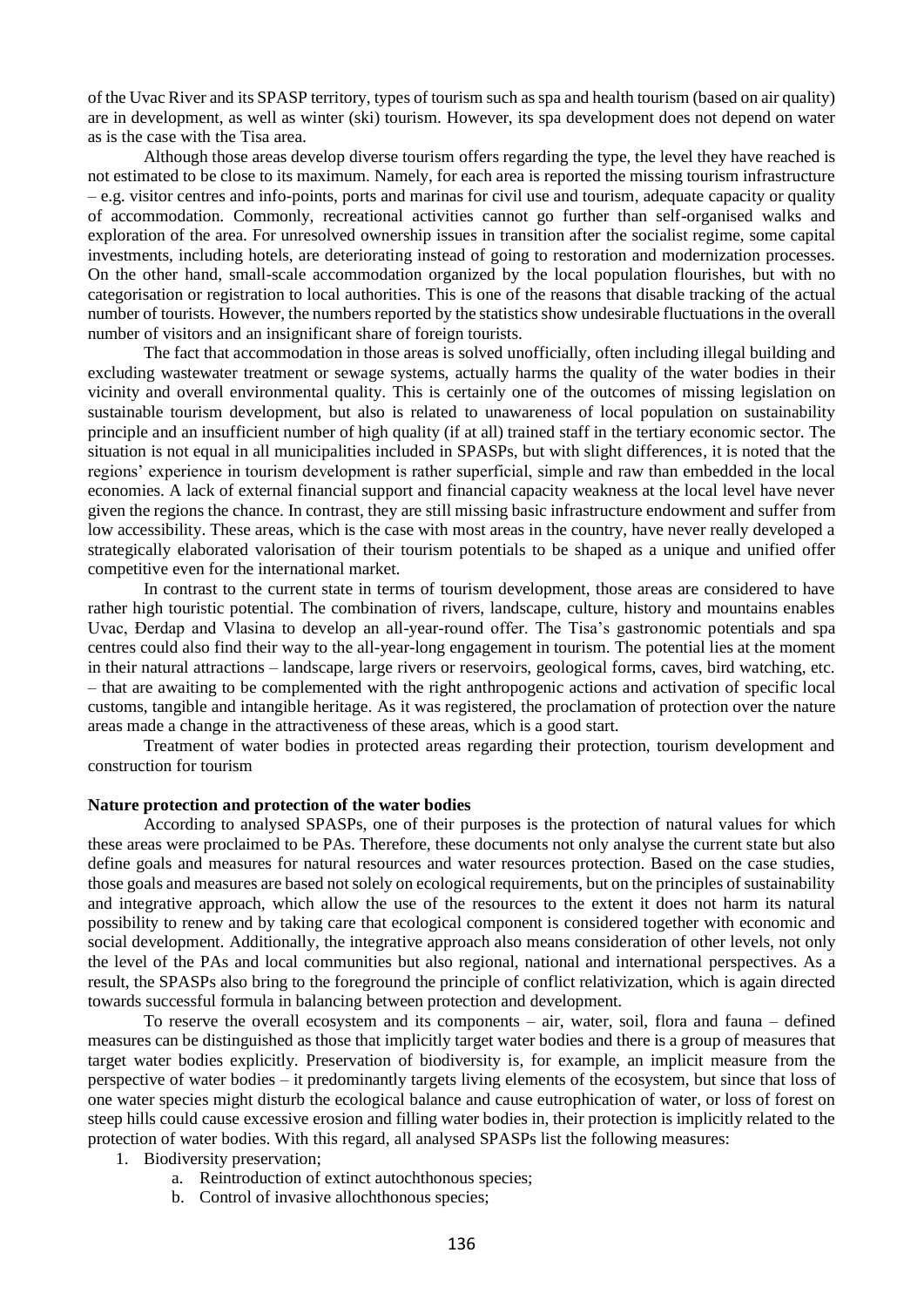of the Uvac River and its SPASP territory, types of tourism such as spa and health tourism (based on air quality) are in development, as well as winter (ski) tourism. However, its spa development does not depend on water as is the case with the Tisa area.

Although those areas develop diverse tourism offers regarding the type, the level they have reached is not estimated to be close to its maximum. Namely, for each area is reported the missing tourism infrastructure – e.g. visitor centres and info-points, ports and marinas for civil use and tourism, adequate capacity or quality of accommodation. Commonly, recreational activities cannot go further than self-organised walks and exploration of the area. For unresolved ownership issues in transition after the socialist regime, some capital investments, including hotels, are deteriorating instead of going to restoration and modernization processes. On the other hand, small-scale accommodation organized by the local population flourishes, but with no categorisation or registration to local authorities. This is one of the reasons that disable tracking of the actual number of tourists. However, the numbers reported by the statistics show undesirable fluctuations in the overall number of visitors and an insignificant share of foreign tourists.

The fact that accommodation in those areas is solved unofficially, often including illegal building and excluding wastewater treatment or sewage systems, actually harms the quality of the water bodies in their vicinity and overall environmental quality. This is certainly one of the outcomes of missing legislation on sustainable tourism development, but also is related to unawareness of local population on sustainability principle and an insufficient number of high quality (if at all) trained staff in the tertiary economic sector. The situation is not equal in all municipalities included in SPASPs, but with slight differences, it is noted that the regions' experience in tourism development is rather superficial, simple and raw than embedded in the local economies. A lack of external financial support and financial capacity weakness at the local level have never given the regions the chance. In contrast, they are still missing basic infrastructure endowment and suffer from low accessibility. These areas, which is the case with most areas in the country, have never really developed a strategically elaborated valorisation of their tourism potentials to be shaped as a unique and unified offer competitive even for the international market.

In contrast to the current state in terms of tourism development, those areas are considered to have rather high touristic potential. The combination of rivers, landscape, culture, history and mountains enables Uvac, Đerdap and Vlasina to develop an all-year-round offer. The Tisa's gastronomic potentials and spa centres could also find their way to the all-year-long engagement in tourism. The potential lies at the moment in their natural attractions – landscape, large rivers or reservoirs, geological forms, caves, bird watching, etc. – that are awaiting to be complemented with the right anthropogenic actions and activation of specific local customs, tangible and intangible heritage. As it was registered, the proclamation of protection over the nature areas made a change in the attractiveness of these areas, which is a good start.

Treatment of water bodies in protected areas regarding their protection, tourism development and construction for tourism

**Nature protection and protection of the water bodies**

According to analysed SPASPs, one of their purposes is the protection of natural values for which these areas were proclaimed to be PAs. Therefore, these documents not only analyse the current state but also define goals and measures for natural resources and water resources protection. Based on the case studies, those goals and measures are based not solely on ecological requirements, but on the principles of sustainability and integrative approach, which allow the use of the resources to the extent it does not harm its natural possibility to renew and by taking care that ecological component is considered together with economic and social development. Additionally, the integrative approach also means consideration of other levels, not only the level of the PAs and local communities but also regional, national and international perspectives. As a result, the SPASPs also bring to the foreground the principle of conflict relativization, which is again directed towards successful formula in balancing between protection and development.

To reserve the overall ecosystem and its components – air, water, soil, flora and fauna – defined measures can be distinguished as those that implicitly target water bodies and there is a group of measures that target water bodies explicitly. Preservation of biodiversity is, for example, an implicit measure from the perspective of water bodies – it predominantly targets living elements of the ecosystem, but since that loss of one water species might disturb the ecological balance and cause eutrophication of water, or loss of forest on steep hills could cause excessive erosion and filling water bodies in, their protection is implicitly related to the protection of water bodies. With this regard, all analysed SPASPs list the following measures:

1. Biodiversity preservation;
    a. Reintroduction of extinct autochthonous species;
    b. Control of invasive allochthonous species;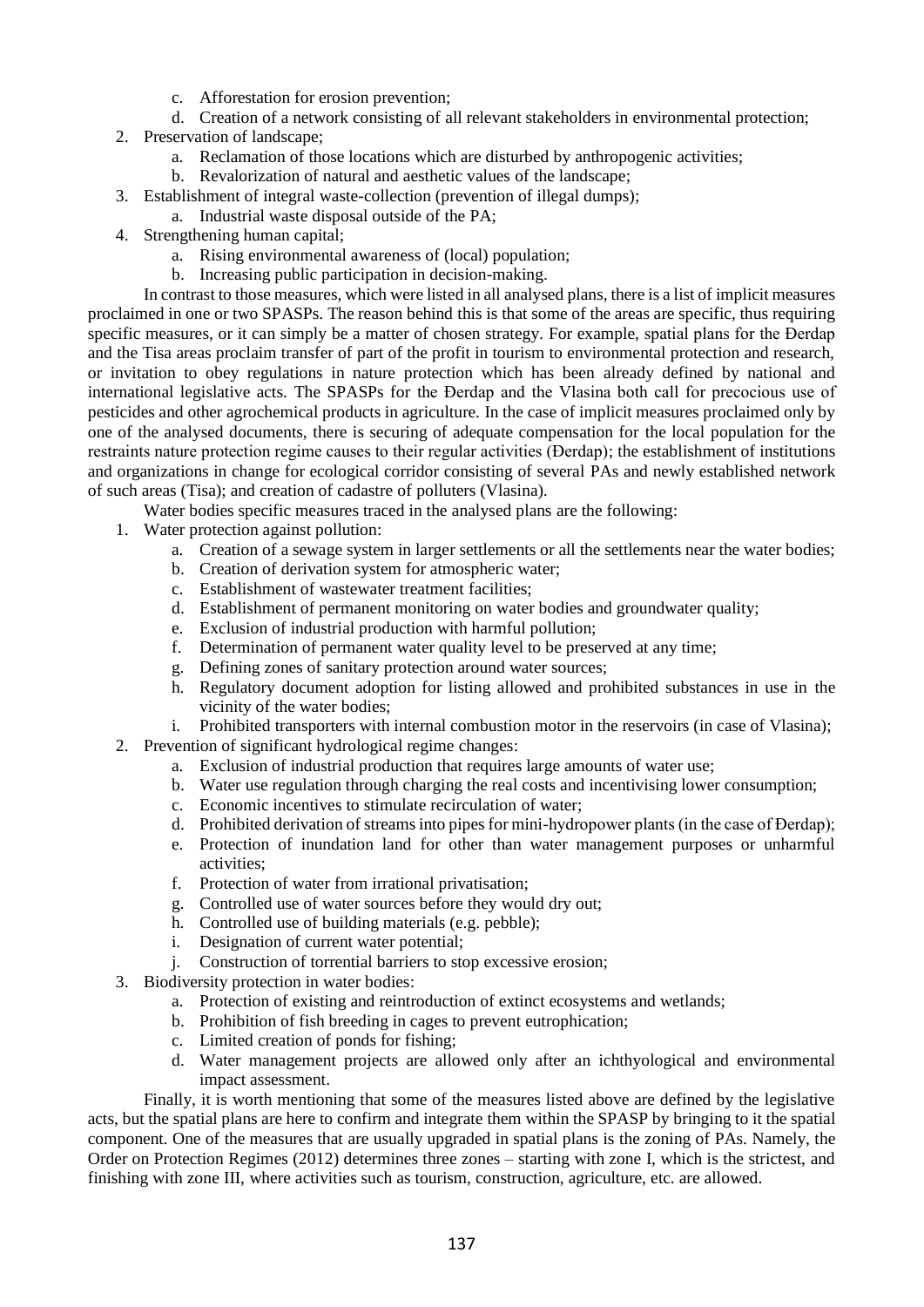c. Afforestation for erosion prevention;
   d. Creation of a network consisting of all relevant stakeholders in environmental protection;
2. Preservation of landscape;
   a. Reclamation of those locations which are disturbed by anthropogenic activities;
   b. Revalorization of natural and aesthetic values of the landscape;
3. Establishment of integral waste-collection (prevention of illegal dumps);
   a. Industrial waste disposal outside of the PA;
4. Strengthening human capital;
   a. Rising environmental awareness of (local) population;
   b. Increasing public participation in decision-making.

In contrast to those measures, which were listed in all analysed plans, there is a list of implicit measures proclaimed in one or two SPASPs. The reason behind this is that some of the areas are specific, thus requiring specific measures, or it can simply be a matter of chosen strategy. For example, spatial plans for the Đerdap and the Tisa areas proclaim transfer of part of the profit in tourism to environmental protection and research, or invitation to obey regulations in nature protection which has been already defined by national and international legislative acts. The SPASPs for the Đerdap and the Vlasina both call for precocious use of pesticides and other agrochemical products in agriculture. In the case of implicit measures proclaimed only by one of the analysed documents, there is securing of adequate compensation for the local population for the restraints nature protection regime causes to their regular activities (Đerdap); the establishment of institutions and organizations in change for ecological corridor consisting of several PAs and newly established network of such areas (Tisa); and creation of cadastre of polluters (Vlasina).

Water bodies specific measures traced in the analysed plans are the following:

1. Water protection against pollution:
   a. Creation of a sewage system in larger settlements or all the settlements near the water bodies;
   b. Creation of derivation system for atmospheric water;
   c. Establishment of wastewater treatment facilities;
   d. Establishment of permanent monitoring on water bodies and groundwater quality;
   e. Exclusion of industrial production with harmful pollution;
   f. Determination of permanent water quality level to be preserved at any time;
   g. Defining zones of sanitary protection around water sources;
   h. Regulatory document adoption for listing allowed and prohibited substances in use in the vicinity of the water bodies;
   i. Prohibited transporters with internal combustion motor in the reservoirs (in case of Vlasina);
2. Prevention of significant hydrological regime changes:
   a. Exclusion of industrial production that requires large amounts of water use;
   b. Water use regulation through charging the real costs and incentivising lower consumption;
   c. Economic incentives to stimulate recirculation of water;
   d. Prohibited derivation of streams into pipes for mini-hydropower plants (in the case of Đerdap);
   e. Protection of inundation land for other than water management purposes or unharmful activities;
   f. Protection of water from irrational privatisation;
   g. Controlled use of water sources before they would dry out;
   h. Controlled use of building materials (e.g. pebble);
   i. Designation of current water potential;
   j. Construction of torrential barriers to stop excessive erosion;
3. Biodiversity protection in water bodies:
   a. Protection of existing and reintroduction of extinct ecosystems and wetlands;
   b. Prohibition of fish breeding in cages to prevent eutrophication;
   c. Limited creation of ponds for fishing;
   d. Water management projects are allowed only after an ichthyological and environmental impact assessment.

Finally, it is worth mentioning that some of the measures listed above are defined by the legislative acts, but the spatial plans are here to confirm and integrate them within the SPASP by bringing to it the spatial component. One of the measures that are usually upgraded in spatial plans is the zoning of PAs. Namely, the Order on Protection Regimes (2012) determines three zones – starting with zone I, which is the strictest, and finishing with zone III, where activities such as tourism, construction, agriculture, etc. are allowed.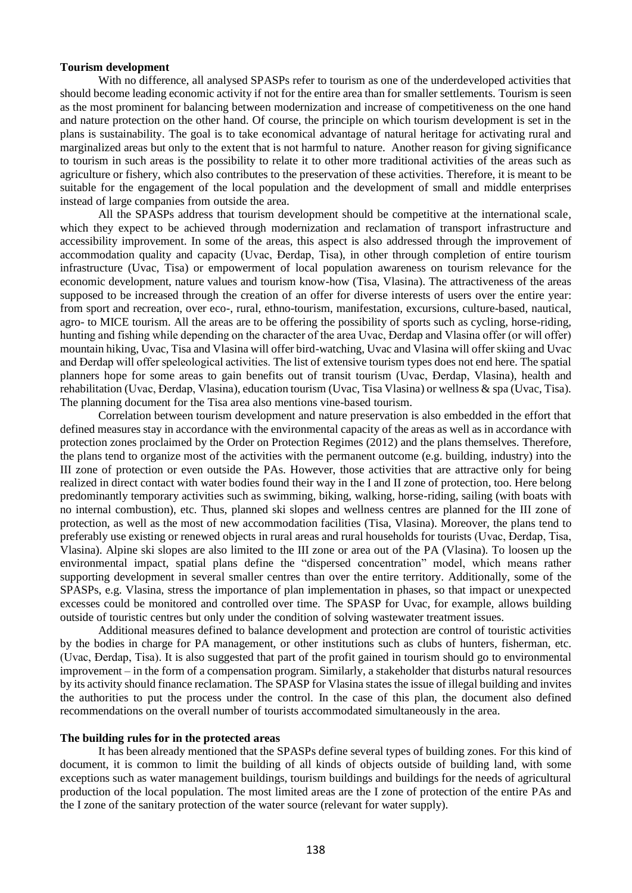**Tourism development**

With no difference, all analysed SPASPs refer to tourism as one of the underdeveloped activities that should become leading economic activity if not for the entire area than for smaller settlements. Tourism is seen as the most prominent for balancing between modernization and increase of competitiveness on the one hand and nature protection on the other hand. Of course, the principle on which tourism development is set in the plans is sustainability. The goal is to take economical advantage of natural heritage for activating rural and marginalized areas but only to the extent that is not harmful to nature. Another reason for giving significance to tourism in such areas is the possibility to relate it to other more traditional activities of the areas such as agriculture or fishery, which also contributes to the preservation of these activities. Therefore, it is meant to be suitable for the engagement of the local population and the development of small and middle enterprises instead of large companies from outside the area.

All the SPASPs address that tourism development should be competitive at the international scale, which they expect to be achieved through modernization and reclamation of transport infrastructure and accessibility improvement. In some of the areas, this aspect is also addressed through the improvement of accommodation quality and capacity (Uvac, Đerdap, Tisa), in other through completion of entire tourism infrastructure (Uvac, Tisa) or empowerment of local population awareness on tourism relevance for the economic development, nature values and tourism know-how (Tisa, Vlasina). The attractiveness of the areas supposed to be increased through the creation of an offer for diverse interests of users over the entire year: from sport and recreation, over eco-, rural, ethno-tourism, manifestation, excursions, culture-based, nautical, agro- to MICE tourism. All the areas are to be offering the possibility of sports such as cycling, horse-riding, hunting and fishing while depending on the character of the area Uvac, Đerdap and Vlasina offer (or will offer) mountain hiking, Uvac, Tisa and Vlasina will offer bird-watching, Uvac and Vlasina will offer skiing and Uvac and Đerdap will offer speleological activities. The list of extensive tourism types does not end here. The spatial planners hope for some areas to gain benefits out of transit tourism (Uvac, Đerdap, Vlasina), health and rehabilitation (Uvac, Đerdap, Vlasina), education tourism (Uvac, Tisa Vlasina) or wellness & spa (Uvac, Tisa). The planning document for the Tisa area also mentions vine-based tourism.

Correlation between tourism development and nature preservation is also embedded in the effort that defined measures stay in accordance with the environmental capacity of the areas as well as in accordance with protection zones proclaimed by the Order on Protection Regimes (2012) and the plans themselves. Therefore, the plans tend to organize most of the activities with the permanent outcome (e.g. building, industry) into the III zone of protection or even outside the PAs. However, those activities that are attractive only for being realized in direct contact with water bodies found their way in the I and II zone of protection, too. Here belong predominantly temporary activities such as swimming, biking, walking, horse-riding, sailing (with boats with no internal combustion), etc. Thus, planned ski slopes and wellness centres are planned for the III zone of protection, as well as the most of new accommodation facilities (Tisa, Vlasina). Moreover, the plans tend to preferably use existing or renewed objects in rural areas and rural households for tourists (Uvac, Đerdap, Tisa, Vlasina). Alpine ski slopes are also limited to the III zone or area out of the PA (Vlasina). To loosen up the environmental impact, spatial plans define the "dispersed concentration" model, which means rather supporting development in several smaller centres than over the entire territory. Additionally, some of the SPASPs, e.g. Vlasina, stress the importance of plan implementation in phases, so that impact or unexpected excesses could be monitored and controlled over time. The SPASP for Uvac, for example, allows building outside of touristic centres but only under the condition of solving wastewater treatment issues.

Additional measures defined to balance development and protection are control of touristic activities by the bodies in charge for PA management, or other institutions such as clubs of hunters, fisherman, etc. (Uvac, Đerdap, Tisa). It is also suggested that part of the profit gained in tourism should go to environmental improvement – in the form of a compensation program. Similarly, a stakeholder that disturbs natural resources by its activity should finance reclamation. The SPASP for Vlasina states the issue of illegal building and invites the authorities to put the process under the control. In the case of this plan, the document also defined recommendations on the overall number of tourists accommodated simultaneously in the area.

**The building rules for in the protected areas**

It has been already mentioned that the SPASPs define several types of building zones. For this kind of document, it is common to limit the building of all kinds of objects outside of building land, with some exceptions such as water management buildings, tourism buildings and buildings for the needs of agricultural production of the local population. The most limited areas are the I zone of protection of the entire PAs and the I zone of the sanitary protection of the water source (relevant for water supply).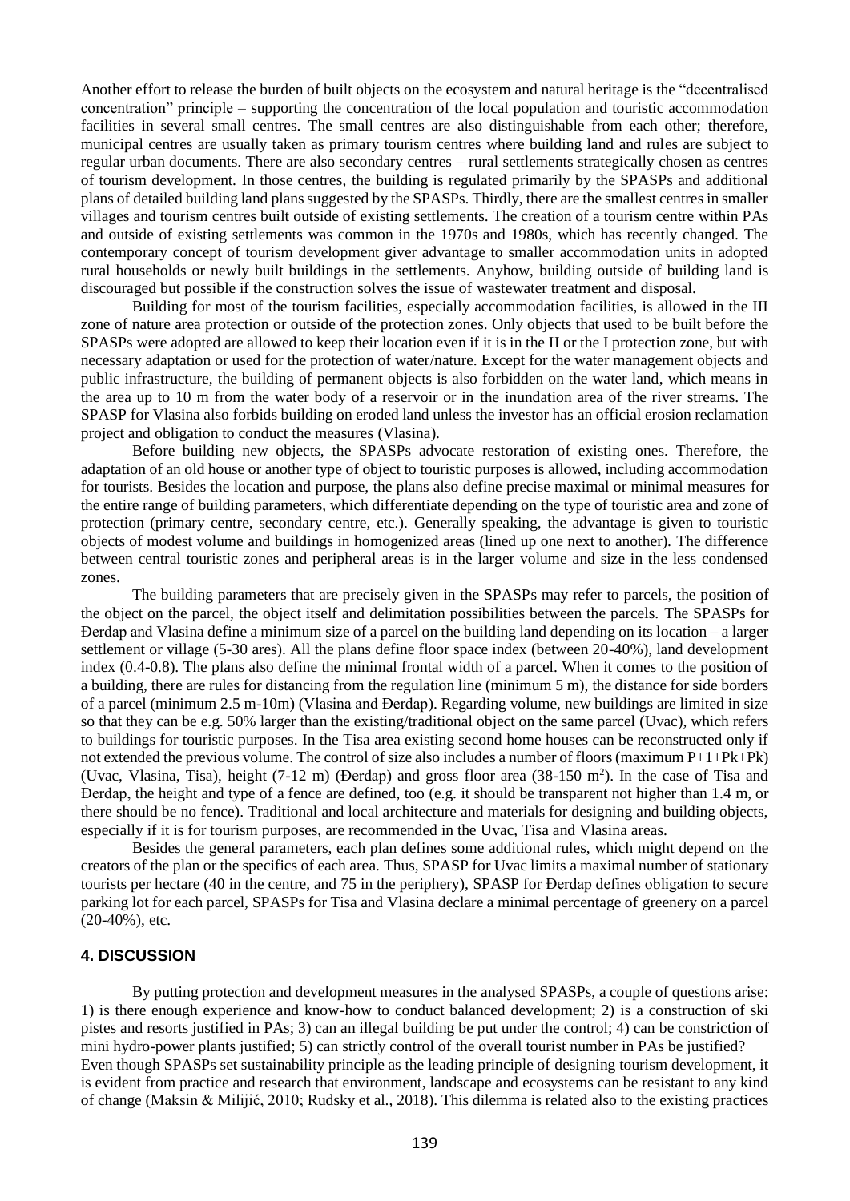Another effort to release the burden of built objects on the ecosystem and natural heritage is the "decentralised concentration" principle – supporting the concentration of the local population and touristic accommodation facilities in several small centres. The small centres are also distinguishable from each other; therefore, municipal centres are usually taken as primary tourism centres where building land and rules are subject to regular urban documents. There are also secondary centres – rural settlements strategically chosen as centres of tourism development. In those centres, the building is regulated primarily by the SPASPs and additional plans of detailed building land plans suggested by the SPASPs. Thirdly, there are the smallest centres in smaller villages and tourism centres built outside of existing settlements. The creation of a tourism centre within PAs and outside of existing settlements was common in the 1970s and 1980s, which has recently changed. The contemporary concept of tourism development giver advantage to smaller accommodation units in adopted rural households or newly built buildings in the settlements. Anyhow, building outside of building land is discouraged but possible if the construction solves the issue of wastewater treatment and disposal.

Building for most of the tourism facilities, especially accommodation facilities, is allowed in the III zone of nature area protection or outside of the protection zones. Only objects that used to be built before the SPASPs were adopted are allowed to keep their location even if it is in the II or the I protection zone, but with necessary adaptation or used for the protection of water/nature. Except for the water management objects and public infrastructure, the building of permanent objects is also forbidden on the water land, which means in the area up to 10 m from the water body of a reservoir or in the inundation area of the river streams. The SPASP for Vlasina also forbids building on eroded land unless the investor has an official erosion reclamation project and obligation to conduct the measures (Vlasina).

Before building new objects, the SPASPs advocate restoration of existing ones. Therefore, the adaptation of an old house or another type of object to touristic purposes is allowed, including accommodation for tourists. Besides the location and purpose, the plans also define precise maximal or minimal measures for the entire range of building parameters, which differentiate depending on the type of touristic area and zone of protection (primary centre, secondary centre, etc.). Generally speaking, the advantage is given to touristic objects of modest volume and buildings in homogenized areas (lined up one next to another). The difference between central touristic zones and peripheral areas is in the larger volume and size in the less condensed zones.

The building parameters that are precisely given in the SPASPs may refer to parcels, the position of the object on the parcel, the object itself and delimitation possibilities between the parcels. The SPASPs for Đerdap and Vlasina define a minimum size of a parcel on the building land depending on its location – a larger settlement or village (5-30 ares). All the plans define floor space index (between 20-40%), land development index (0.4-0.8). The plans also define the minimal frontal width of a parcel. When it comes to the position of a building, there are rules for distancing from the regulation line (minimum 5 m), the distance for side borders of a parcel (minimum 2.5 m-10m) (Vlasina and Đerdap). Regarding volume, new buildings are limited in size so that they can be e.g. 50% larger than the existing/traditional object on the same parcel (Uvac), which refers to buildings for touristic purposes. In the Tisa area existing second home houses can be reconstructed only if not extended the previous volume. The control of size also includes a number of floors (maximum P+1+Pk+Pk) (Uvac, Vlasina, Tisa), height (7-12 m) (Đerdap) and gross floor area (38-150 m$^2$). In the case of Tisa and Đerdap, the height and type of a fence are defined, too (e.g. it should be transparent not higher than 1.4 m, or there should be no fence). Traditional and local architecture and materials for designing and building objects, especially if it is for tourism purposes, are recommended in the Uvac, Tisa and Vlasina areas.

Besides the general parameters, each plan defines some additional rules, which might depend on the creators of the plan or the specifics of each area. Thus, SPASP for Uvac limits a maximal number of stationary tourists per hectare (40 in the centre, and 75 in the periphery), SPASP for Đerdap defines obligation to secure parking lot for each parcel, SPASPs for Tisa and Vlasina declare a minimal percentage of greenery on a parcel (20-40%), etc.

## 4. DISCUSSION

By putting protection and development measures in the analysed SPASPs, a couple of questions arise: 1) is there enough experience and know-how to conduct balanced development; 2) is a construction of ski pistes and resorts justified in PAs; 3) can an illegal building be put under the control; 4) can be constriction of mini hydro-power plants justified; 5) can strictly control of the overall tourist number in PAs be justified?

Even though SPASPs set sustainability principle as the leading principle of designing tourism development, it is evident from practice and research that environment, landscape and ecosystems can be resistant to any kind of change (Maksin & Milijić, 2010; Rudsky et al., 2018). This dilemma is related also to the existing practices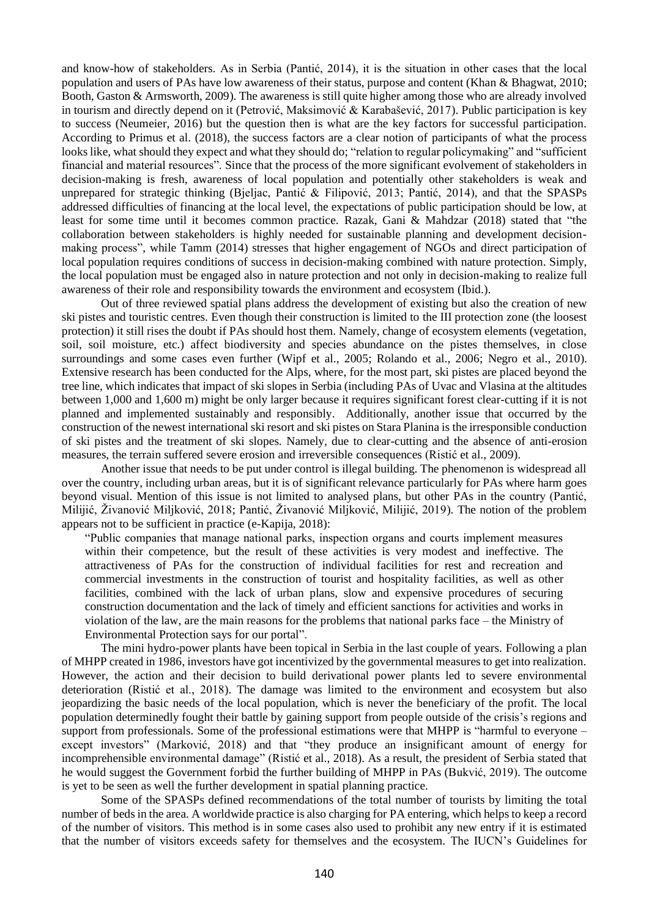and know-how of stakeholders. As in Serbia (Pantić, 2014), it is the situation in other cases that the local population and users of PAs have low awareness of their status, purpose and content (Khan & Bhagwat, 2010; Booth, Gaston & Armsworth, 2009). The awareness is still quite higher among those who are already involved in tourism and directly depend on it (Petrović, Maksimović & Karabašević, 2017). Public participation is key to success (Neumeier, 2016) but the question then is what are the key factors for successful participation. According to Primus et al. (2018), the success factors are a clear notion of participants of what the process looks like, what should they expect and what they should do; "relation to regular policymaking" and "sufficient financial and material resources". Since that the process of the more significant evolvement of stakeholders in decision-making is fresh, awareness of local population and potentially other stakeholders is weak and unprepared for strategic thinking (Bjeljac, Pantić & Filipović, 2013; Pantić, 2014), and that the SPASPs addressed difficulties of financing at the local level, the expectations of public participation should be low, at least for some time until it becomes common practice. Razak, Gani & Mahdzar (2018) stated that "the collaboration between stakeholders is highly needed for sustainable planning and development decision-making process", while Tamm (2014) stresses that higher engagement of NGOs and direct participation of local population requires conditions of success in decision-making combined with nature protection. Simply, the local population must be engaged also in nature protection and not only in decision-making to realize full awareness of their role and responsibility towards the environment and ecosystem (Ibid.).

Out of three reviewed spatial plans address the development of existing but also the creation of new ski pistes and touristic centres. Even though their construction is limited to the III protection zone (the loosest protection) it still rises the doubt if PAs should host them. Namely, change of ecosystem elements (vegetation, soil, soil moisture, etc.) affect biodiversity and species abundance on the pistes themselves, in close surroundings and some cases even further (Wipf et al., 2005; Rolando et al., 2006; Negro et al., 2010). Extensive research has been conducted for the Alps, where, for the most part, ski pistes are placed beyond the tree line, which indicates that impact of ski slopes in Serbia (including PAs of Uvac and Vlasina at the altitudes between 1,000 and 1,600 m) might be only larger because it requires significant forest clear-cutting if it is not planned and implemented sustainably and responsibly. Additionally, another issue that occurred by the construction of the newest international ski resort and ski pistes on Stara Planina is the irresponsible conduction of ski pistes and the treatment of ski slopes. Namely, due to clear-cutting and the absence of anti-erosion measures, the terrain suffered severe erosion and irreversible consequences (Ristić et al., 2009).

Another issue that needs to be put under control is illegal building. The phenomenon is widespread all over the country, including urban areas, but it is of significant relevance particularly for PAs where harm goes beyond visual. Mention of this issue is not limited to analysed plans, but other PAs in the country (Pantić, Milijić, Živanović Miljković, 2018; Pantić, Živanović Miljković, Milijić, 2019). The notion of the problem appears not to be sufficient in practice (e-Kapija, 2018):

> "Public companies that manage national parks, inspection organs and courts implement measures within their competence, but the result of these activities is very modest and ineffective. The attractiveness of PAs for the construction of individual facilities for rest and recreation and commercial investments in the construction of tourist and hospitality facilities, as well as other facilities, combined with the lack of urban plans, slow and expensive procedures of securing construction documentation and the lack of timely and efficient sanctions for activities and works in violation of the law, are the main reasons for the problems that national parks face – the Ministry of Environmental Protection says for our portal".

The mini hydro-power plants have been topical in Serbia in the last couple of years. Following a plan of MHPP created in 1986, investors have got incentivized by the governmental measures to get into realization. However, the action and their decision to build derivational power plants led to severe environmental deterioration (Ristić et al., 2018). The damage was limited to the environment and ecosystem but also jeopardizing the basic needs of the local population, which is never the beneficiary of the profit. The local population determinedly fought their battle by gaining support from people outside of the crisis's regions and support from professionals. Some of the professional estimations were that MHPP is "harmful to everyone – except investors" (Marković, 2018) and that "they produce an insignificant amount of energy for incomprehensible environmental damage" (Ristić et al., 2018). As a result, the president of Serbia stated that he would suggest the Government forbid the further building of MHPP in PAs (Bukvić, 2019). The outcome is yet to be seen as well the further development in spatial planning practice.

Some of the SPASPs defined recommendations of the total number of tourists by limiting the total number of beds in the area. A worldwide practice is also charging for PA entering, which helps to keep a record of the number of visitors. This method is in some cases also used to prohibit any new entry if it is estimated that the number of visitors exceeds safety for themselves and the ecosystem. The IUCN's Guidelines for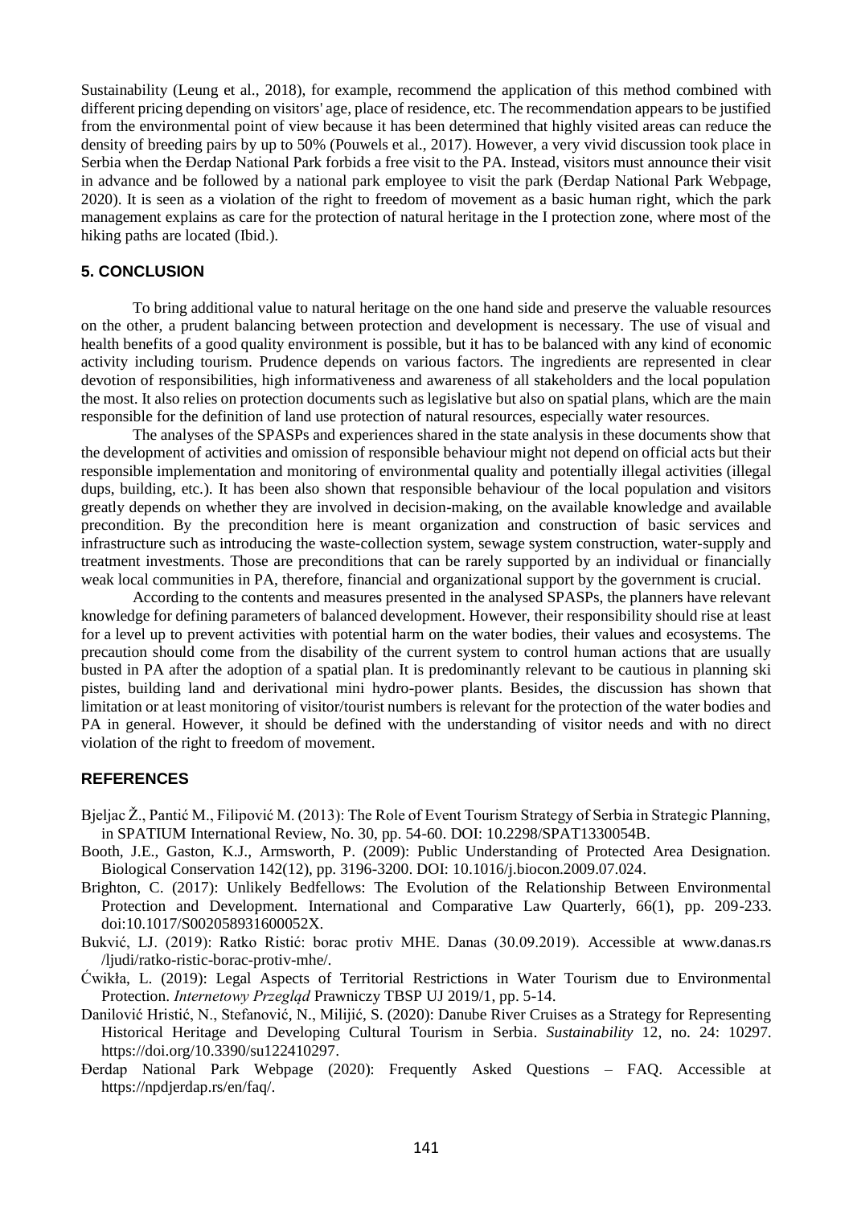Sustainability (Leung et al., 2018), for example, recommend the application of this method combined with different pricing depending on visitors' age, place of residence, etc. The recommendation appears to be justified from the environmental point of view because it has been determined that highly visited areas can reduce the density of breeding pairs by up to 50% (Pouwels et al., 2017). However, a very vivid discussion took place in Serbia when the Đerdap National Park forbids a free visit to the PA. Instead, visitors must announce their visit in advance and be followed by a national park employee to visit the park (Đerdap National Park Webpage, 2020). It is seen as a violation of the right to freedom of movement as a basic human right, which the park management explains as care for the protection of natural heritage in the I protection zone, where most of the hiking paths are located (Ibid.).

## 5. CONCLUSION

To bring additional value to natural heritage on the one hand side and preserve the valuable resources on the other, a prudent balancing between protection and development is necessary. The use of visual and health benefits of a good quality environment is possible, but it has to be balanced with any kind of economic activity including tourism. Prudence depends on various factors. The ingredients are represented in clear devotion of responsibilities, high informativeness and awareness of all stakeholders and the local population the most. It also relies on protection documents such as legislative but also on spatial plans, which are the main responsible for the definition of land use protection of natural resources, especially water resources.

The analyses of the SPASPs and experiences shared in the state analysis in these documents show that the development of activities and omission of responsible behaviour might not depend on official acts but their responsible implementation and monitoring of environmental quality and potentially illegal activities (illegal dups, building, etc.). It has been also shown that responsible behaviour of the local population and visitors greatly depends on whether they are involved in decision-making, on the available knowledge and available precondition. By the precondition here is meant organization and construction of basic services and infrastructure such as introducing the waste-collection system, sewage system construction, water-supply and treatment investments. Those are preconditions that can be rarely supported by an individual or financially weak local communities in PA, therefore, financial and organizational support by the government is crucial.

According to the contents and measures presented in the analysed SPASPs, the planners have relevant knowledge for defining parameters of balanced development. However, their responsibility should rise at least for a level up to prevent activities with potential harm on the water bodies, their values and ecosystems. The precaution should come from the disability of the current system to control human actions that are usually busted in PA after the adoption of a spatial plan. It is predominantly relevant to be cautious in planning ski pistes, building land and derivational mini hydro-power plants. Besides, the discussion has shown that limitation or at least monitoring of visitor/tourist numbers is relevant for the protection of the water bodies and PA in general. However, it should be defined with the understanding of visitor needs and with no direct violation of the right to freedom of movement.

## REFERENCES

Bjeljac Ž., Pantić M., Filipović M. (2013): The Role of Event Tourism Strategy of Serbia in Strategic Planning, in SPATIUM International Review, No. 30, pp. 54-60. DOI: 10.2298/SPAT1330054B.

Booth, J.E., Gaston, K.J., Armsworth, P. (2009): Public Understanding of Protected Area Designation. Biological Conservation 142(12), pp. 3196-3200. DOI: 10.1016/j.biocon.2009.07.024.

Brighton, C. (2017): Unlikely Bedfellows: The Evolution of the Relationship Between Environmental Protection and Development. International and Comparative Law Quarterly, 66(1), pp. 209-233. doi:10.1017/S002058931600052X.

Bukvić, LJ. (2019): Ratko Ristić: borac protiv MHE. Danas (30.09.2019). Accessible at www.danas.rs /ljudi/ratko-ristic-borac-protiv-mhe/.

Ćwikła, L. (2019): Legal Aspects of Territorial Restrictions in Water Tourism due to Environmental Protection. *Internetowy Przegląd* Prawniczy TBSP UJ 2019/1, pp. 5-14.

Danilović Hristić, N., Stefanović, N., Milijić, S. (2020): Danube River Cruises as a Strategy for Representing Historical Heritage and Developing Cultural Tourism in Serbia. *Sustainability* 12, no. 24: 10297. https://doi.org/10.3390/su122410297.

Đerdap National Park Webpage (2020): Frequently Asked Questions – FAQ. Accessible at https://npdjerdap.rs/en/faq/.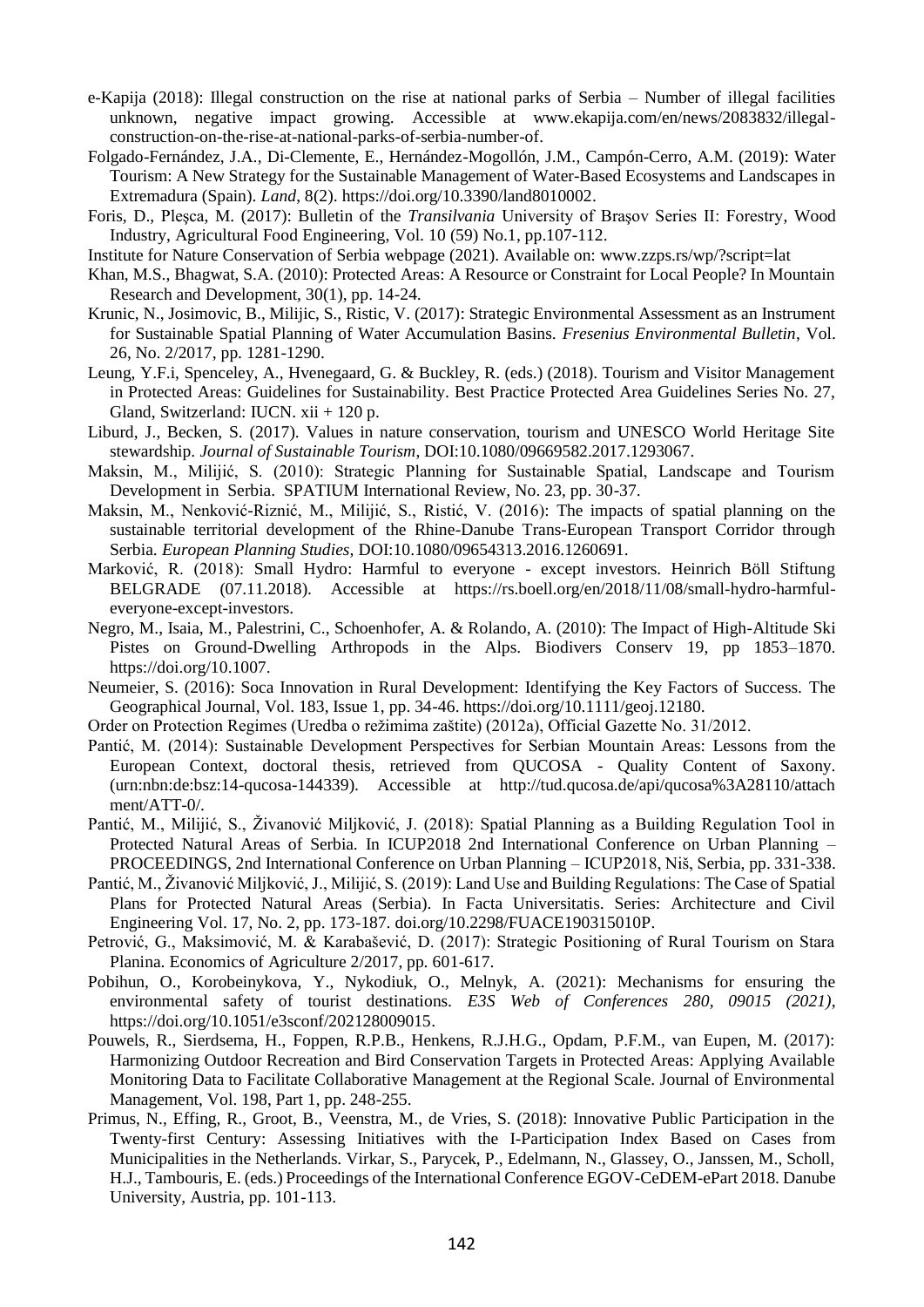e-Kapija (2018): Illegal construction on the rise at national parks of Serbia – Number of illegal facilities unknown, negative impact growing. Accessible at www.ekapija.com/en/news/2083832/illegal-construction-on-the-rise-at-national-parks-of-serbia-number-of.

Folgado-Fernández, J.A., Di-Clemente, E., Hernández-Mogollón, J.M., Campón-Cerro, A.M. (2019): Water Tourism: A New Strategy for the Sustainable Management of Water-Based Ecosystems and Landscapes in Extremadura (Spain). *Land*, 8(2). https://doi.org/10.3390/land8010002.

Foris, D., Pleşca, M. (2017): Bulletin of the *Transilvania* University of Braşov Series II: Forestry, Wood Industry, Agricultural Food Engineering, Vol. 10 (59) No.1, pp.107-112.

Institute for Nature Conservation of Serbia webpage (2021). Available on: www.zzps.rs/wp/?script=lat

Khan, M.S., Bhagwat, S.A. (2010): Protected Areas: A Resource or Constraint for Local People? In Mountain Research and Development, 30(1), pp. 14-24.

Krunic, N., Josimovic, B., Milijic, S., Ristic, V. (2017): Strategic Environmental Assessment as an Instrument for Sustainable Spatial Planning of Water Accumulation Basins. *Fresenius Environmental Bulletin*, Vol. 26, No. 2/2017, pp. 1281-1290.

Leung, Y.F.i, Spenceley, A., Hvenegaard, G. & Buckley, R. (eds.) (2018). Tourism and Visitor Management in Protected Areas: Guidelines for Sustainability. Best Practice Protected Area Guidelines Series No. 27, Gland, Switzerland: IUCN. xii + 120 p.

Liburd, J., Becken, S. (2017). Values in nature conservation, tourism and UNESCO World Heritage Site stewardship. *Journal of Sustainable Tourism*, DOI:10.1080/09669582.2017.1293067.

Maksin, M., Milijić, S. (2010): Strategic Planning for Sustainable Spatial, Landscape and Tourism Development in Serbia. SPATIUM International Review, No. 23, pp. 30-37.

Maksin, M., Nenković-Riznić, M., Milijić, S., Ristić, V. (2016): The impacts of spatial planning on the sustainable territorial development of the Rhine-Danube Trans-European Transport Corridor through Serbia. *European Planning Studies*, DOI:10.1080/09654313.2016.1260691.

Marković, R. (2018): Small Hydro: Harmful to everyone - except investors. Heinrich Böll Stiftung BELGRADE (07.11.2018). Accessible at https://rs.boell.org/en/2018/11/08/small-hydro-harmful-everyone-except-investors.

Negro, M., Isaia, M., Palestrini, C., Schoenhofer, A. & Rolando, A. (2010): The Impact of High-Altitude Ski Pistes on Ground-Dwelling Arthropods in the Alps. Biodivers Conserv 19, pp 1853–1870. https://doi.org/10.1007.

Neumeier, S. (2016): Soca Innovation in Rural Development: Identifying the Key Factors of Success. The Geographical Journal, Vol. 183, Issue 1, pp. 34-46. https://doi.org/10.1111/geoj.12180.

Order on Protection Regimes (Uredba o režimima zaštite) (2012a), Official Gazette No. 31/2012.

Pantić, M. (2014): Sustainable Development Perspectives for Serbian Mountain Areas: Lessons from the European Context, doctoral thesis, retrieved from QUCOSA - Quality Content of Saxony. (urn:nbn:de:bsz:14-qucosa-144339). Accessible at http://tud.qucosa.de/api/qucosa%3A28110/attachment/ATT-0/.

Pantić, M., Milijić, S., Živanović Miljković, J. (2018): Spatial Planning as a Building Regulation Tool in Protected Natural Areas of Serbia. In ICUP2018 2nd International Conference on Urban Planning – PROCEEDINGS, 2nd International Conference on Urban Planning – ICUP2018, Niš, Serbia, pp. 331-338.

Pantić, M., Živanović Miljković, J., Milijić, S. (2019): Land Use and Building Regulations: The Case of Spatial Plans for Protected Natural Areas (Serbia). In Facta Universitatis. Series: Architecture and Civil Engineering Vol. 17, No. 2, pp. 173-187. doi.org/10.2298/FUACE190315010P.

Petrović, G., Maksimović, M. & Karabašević, D. (2017): Strategic Positioning of Rural Tourism on Stara Planina. Economics of Agriculture 2/2017, pp. 601-617.

Pobihun, O., Korobeinykova, Y., Nykodiuk, O., Melnyk, A. (2021): Mechanisms for ensuring the environmental safety of tourist destinations. *E3S Web of Conferences 280, 09015 (2021)*, https://doi.org/10.1051/e3sconf/202128009015.

Pouwels, R., Sierdsema, H., Foppen, R.P.B., Henkens, R.J.H.G., Opdam, P.F.M., van Eupen, M. (2017): Harmonizing Outdoor Recreation and Bird Conservation Targets in Protected Areas: Applying Available Monitoring Data to Facilitate Collaborative Management at the Regional Scale. Journal of Environmental Management, Vol. 198, Part 1, pp. 248-255.

Primus, N., Effing, R., Groot, B., Veenstra, M., de Vries, S. (2018): Innovative Public Participation in the Twenty-first Century: Assessing Initiatives with the I-Participation Index Based on Cases from Municipalities in the Netherlands. Virkar, S., Parycek, P., Edelmann, N., Glassey, O., Janssen, M., Scholl, H.J., Tambouris, E. (eds.) Proceedings of the International Conference EGOV-CeDEM-ePart 2018. Danube University, Austria, pp. 101-113.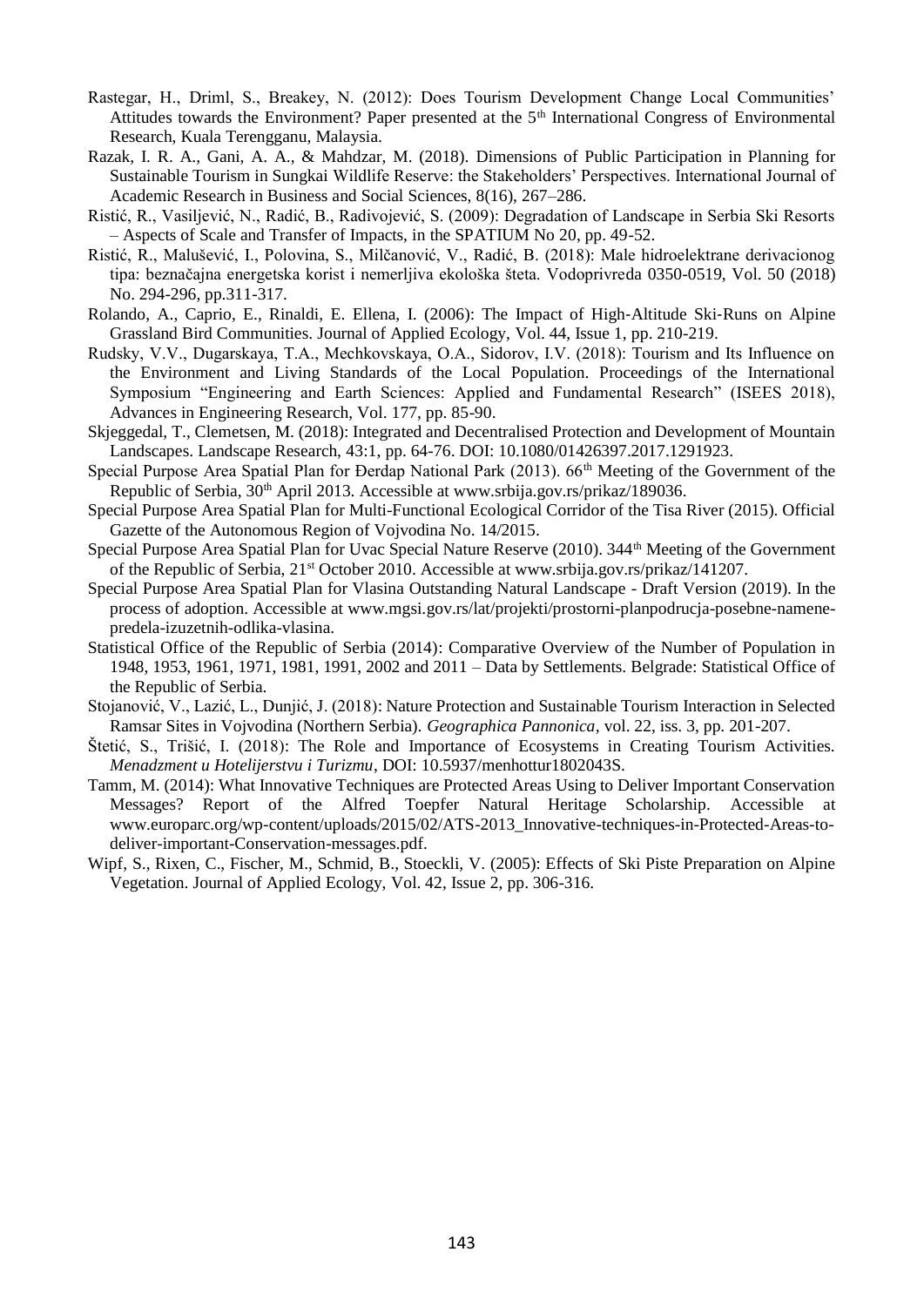Rastegar, H., Driml, S., Breakey, N. (2012): Does Tourism Development Change Local Communities' Attitudes towards the Environment? Paper presented at the 5th International Congress of Environmental Research, Kuala Terengganu, Malaysia.

Razak, I. R. A., Gani, A. A., & Mahdzar, M. (2018). Dimensions of Public Participation in Planning for Sustainable Tourism in Sungkai Wildlife Reserve: the Stakeholders' Perspectives. International Journal of Academic Research in Business and Social Sciences, 8(16), 267–286.

Ristić, R., Vasiljević, N., Radić, B., Radivojević, S. (2009): Degradation of Landscape in Serbia Ski Resorts – Aspects of Scale and Transfer of Impacts, in the SPATIUM No 20, pp. 49-52.

Ristić, R., Malušević, I., Polovina, S., Milčanović, V., Radić, B. (2018): Male hidroelektrane derivacionog tipa: beznačajna energetska korist i nemerljiva ekološka šteta. Vodoprivreda 0350-0519, Vol. 50 (2018) No. 294-296, pp.311-317.

Rolando, A., Caprio, E., Rinaldi, E. Ellena, I. (2006): The Impact of High-Altitude Ski-Runs on Alpine Grassland Bird Communities. Journal of Applied Ecology, Vol. 44, Issue 1, pp. 210-219.

Rudsky, V.V., Dugarskaya, T.A., Mechkovskaya, O.A., Sidorov, I.V. (2018): Tourism and Its Influence on the Environment and Living Standards of the Local Population. Proceedings of the International Symposium "Engineering and Earth Sciences: Applied and Fundamental Research" (ISEES 2018), Advances in Engineering Research, Vol. 177, pp. 85-90.

Skjeggedal, T., Clemetsen, M. (2018): Integrated and Decentralised Protection and Development of Mountain Landscapes. Landscape Research, 43:1, pp. 64-76. DOI: 10.1080/01426397.2017.1291923.

Special Purpose Area Spatial Plan for Đerdap National Park (2013). 66th Meeting of the Government of the Republic of Serbia, 30th April 2013. Accessible at www.srbija.gov.rs/prikaz/189036.

Special Purpose Area Spatial Plan for Multi-Functional Ecological Corridor of the Tisa River (2015). Official Gazette of the Autonomous Region of Vojvodina No. 14/2015.

Special Purpose Area Spatial Plan for Uvac Special Nature Reserve (2010). 344th Meeting of the Government of the Republic of Serbia, 21st October 2010. Accessible at www.srbija.gov.rs/prikaz/141207.

Special Purpose Area Spatial Plan for Vlasina Outstanding Natural Landscape - Draft Version (2019). In the process of adoption. Accessible at www.mgsi.gov.rs/lat/projekti/prostorni-planpodrucja-posebne-namene-predela-izuzetnih-odlika-vlasina.

Statistical Office of the Republic of Serbia (2014): Comparative Overview of the Number of Population in 1948, 1953, 1961, 1971, 1981, 1991, 2002 and 2011 – Data by Settlements. Belgrade: Statistical Office of the Republic of Serbia.

Stojanović, V., Lazić, L., Dunjić, J. (2018): Nature Protection and Sustainable Tourism Interaction in Selected Ramsar Sites in Vojvodina (Northern Serbia). *Geographica Pannonica*, vol. 22, iss. 3, pp. 201-207.

Štetić, S., Trišić, I. (2018): The Role and Importance of Ecosystems in Creating Tourism Activities. *Menadzment u Hotelijerstvu i Turizmu*, DOI: 10.5937/menhottur1802043S.

Tamm, M. (2014): What Innovative Techniques are Protected Areas Using to Deliver Important Conservation Messages? Report of the Alfred Toepfer Natural Heritage Scholarship. Accessible at www.europarc.org/wp-content/uploads/2015/02/ATS-2013_Innovative-techniques-in-Protected-Areas-to-deliver-important-Conservation-messages.pdf.

Wipf, S., Rixen, C., Fischer, M., Schmid, B., Stoeckli, V. (2005): Effects of Ski Piste Preparation on Alpine Vegetation. Journal of Applied Ecology, Vol. 42, Issue 2, pp. 306-316.